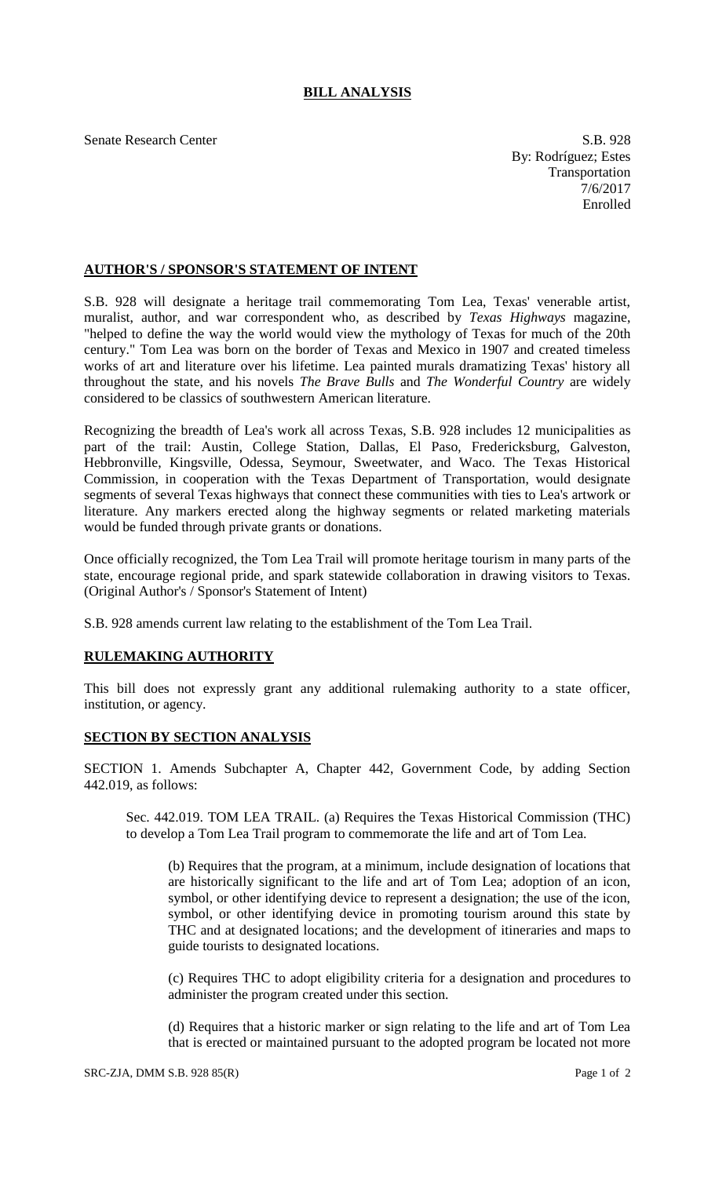# BILL ANALYSIS

Senate Research Center

S.B. 928
By: Rodríguez; Estes
Transportation
7/6/2017
Enrolled

## AUTHOR'S / SPONSOR'S STATEMENT OF INTENT

S.B. 928 will designate a heritage trail commemorating Tom Lea, Texas' venerable artist, muralist, author, and war correspondent who, as described by *Texas Highways* magazine, "helped to define the way the world would view the mythology of Texas for much of the 20th century." Tom Lea was born on the border of Texas and Mexico in 1907 and created timeless works of art and literature over his lifetime. Lea painted murals dramatizing Texas' history all throughout the state, and his novels *The Brave Bulls* and *The Wonderful Country* are widely considered to be classics of southwestern American literature.

Recognizing the breadth of Lea's work all across Texas, S.B. 928 includes 12 municipalities as part of the trail: Austin, College Station, Dallas, El Paso, Fredericksburg, Galveston, Hebbronville, Kingsville, Odessa, Seymour, Sweetwater, and Waco. The Texas Historical Commission, in cooperation with the Texas Department of Transportation, would designate segments of several Texas highways that connect these communities with ties to Lea's artwork or literature. Any markers erected along the highway segments or related marketing materials would be funded through private grants or donations.

Once officially recognized, the Tom Lea Trail will promote heritage tourism in many parts of the state, encourage regional pride, and spark statewide collaboration in drawing visitors to Texas. (Original Author's / Sponsor's Statement of Intent)

S.B. 928 amends current law relating to the establishment of the Tom Lea Trail.

## RULEMAKING AUTHORITY

This bill does not expressly grant any additional rulemaking authority to a state officer, institution, or agency.

## SECTION BY SECTION ANALYSIS

SECTION 1. Amends Subchapter A, Chapter 442, Government Code, by adding Section 442.019, as follows:

Sec. 442.019. TOM LEA TRAIL. (a) Requires the Texas Historical Commission (THC) to develop a Tom Lea Trail program to commemorate the life and art of Tom Lea.

(b) Requires that the program, at a minimum, include designation of locations that are historically significant to the life and art of Tom Lea; adoption of an icon, symbol, or other identifying device to represent a designation; the use of the icon, symbol, or other identifying device in promoting tourism around this state by THC and at designated locations; and the development of itineraries and maps to guide tourists to designated locations.

(c) Requires THC to adopt eligibility criteria for a designation and procedures to administer the program created under this section.

(d) Requires that a historic marker or sign relating to the life and art of Tom Lea that is erected or maintained pursuant to the adopted program be located not more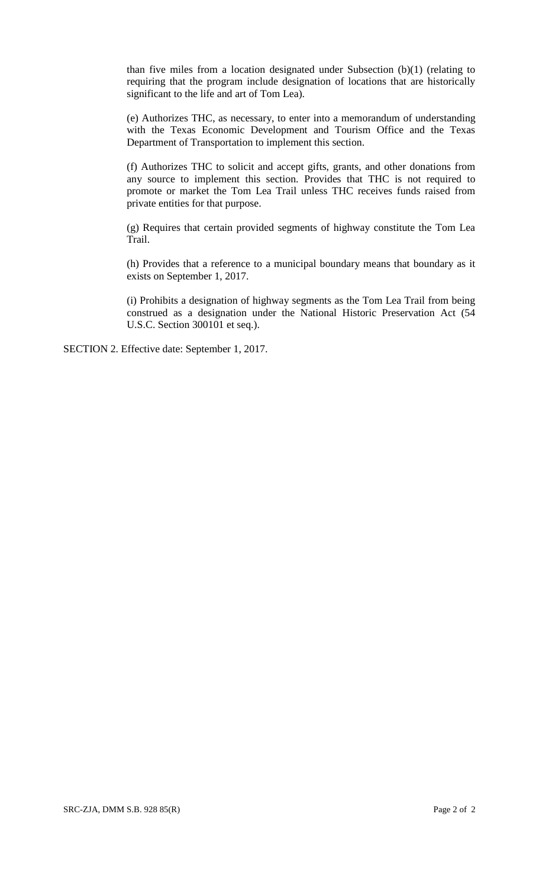than five miles from a location designated under Subsection (b)(1) (relating to requiring that the program include designation of locations that are historically significant to the life and art of Tom Lea).

(e) Authorizes THC, as necessary, to enter into a memorandum of understanding with the Texas Economic Development and Tourism Office and the Texas Department of Transportation to implement this section.

(f) Authorizes THC to solicit and accept gifts, grants, and other donations from any source to implement this section. Provides that THC is not required to promote or market the Tom Lea Trail unless THC receives funds raised from private entities for that purpose.

(g) Requires that certain provided segments of highway constitute the Tom Lea Trail.

(h) Provides that a reference to a municipal boundary means that boundary as it exists on September 1, 2017.

(i) Prohibits a designation of highway segments as the Tom Lea Trail from being construed as a designation under the National Historic Preservation Act (54 U.S.C. Section 300101 et seq.).

SECTION 2. Effective date: September 1, 2017.